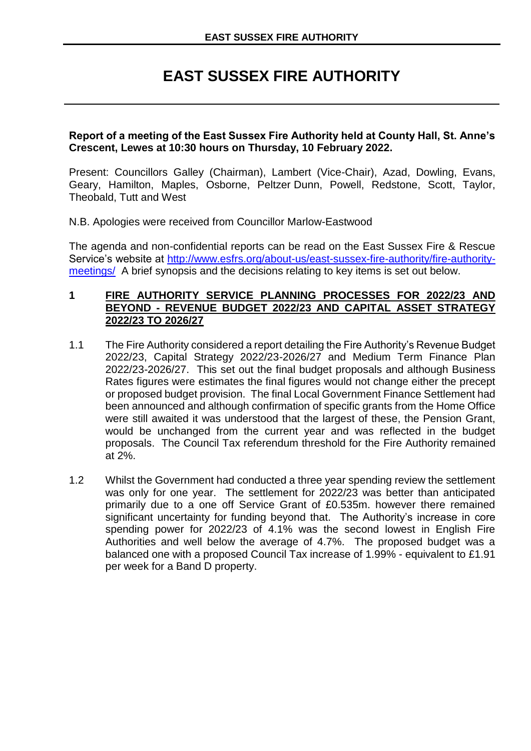# EAST SUSSEX FIRE AUTHORITY

**Report of a meeting of the East Sussex Fire Authority held at County Hall, St. Anne's Crescent, Lewes at 10:30 hours on Thursday, 10 February 2022.**

Present: Councillors Galley (Chairman), Lambert (Vice-Chair), Azad, Dowling, Evans, Geary, Hamilton, Maples, Osborne, Peltzer Dunn, Powell, Redstone, Scott, Taylor, Theobald, Tutt and West

N.B. Apologies were received from Councillor Marlow-Eastwood

The agenda and non-confidential reports can be read on the East Sussex Fire & Rescue Service's website at [http://www.esfrs.org/about-us/east-sussex-fire-authority/fire-authority-meetings/](http://www.esfrs.org/about-us/east-sussex-fire-authority/fire-authority-meetings/) A brief synopsis and the decisions relating to key items is set out below.

## 1 FIRE AUTHORITY SERVICE PLANNING PROCESSES FOR 2022/23 AND BEYOND - REVENUE BUDGET 2022/23 AND CAPITAL ASSET STRATEGY 2022/23 TO 2026/27

1.1 The Fire Authority considered a report detailing the Fire Authority's Revenue Budget 2022/23, Capital Strategy 2022/23-2026/27 and Medium Term Finance Plan 2022/23-2026/27. This set out the final budget proposals and although Business Rates figures were estimates the final figures would not change either the precept or proposed budget provision. The final Local Government Finance Settlement had been announced and although confirmation of specific grants from the Home Office were still awaited it was understood that the largest of these, the Pension Grant, would be unchanged from the current year and was reflected in the budget proposals. The Council Tax referendum threshold for the Fire Authority remained at 2%.

1.2 Whilst the Government had conducted a three year spending review the settlement was only for one year. The settlement for 2022/23 was better than anticipated primarily due to a one off Service Grant of £0.535m. however there remained significant uncertainty for funding beyond that. The Authority's increase in core spending power for 2022/23 of 4.1% was the second lowest in English Fire Authorities and well below the average of 4.7%. The proposed budget was a balanced one with a proposed Council Tax increase of 1.99% - equivalent to £1.91 per week for a Band D property.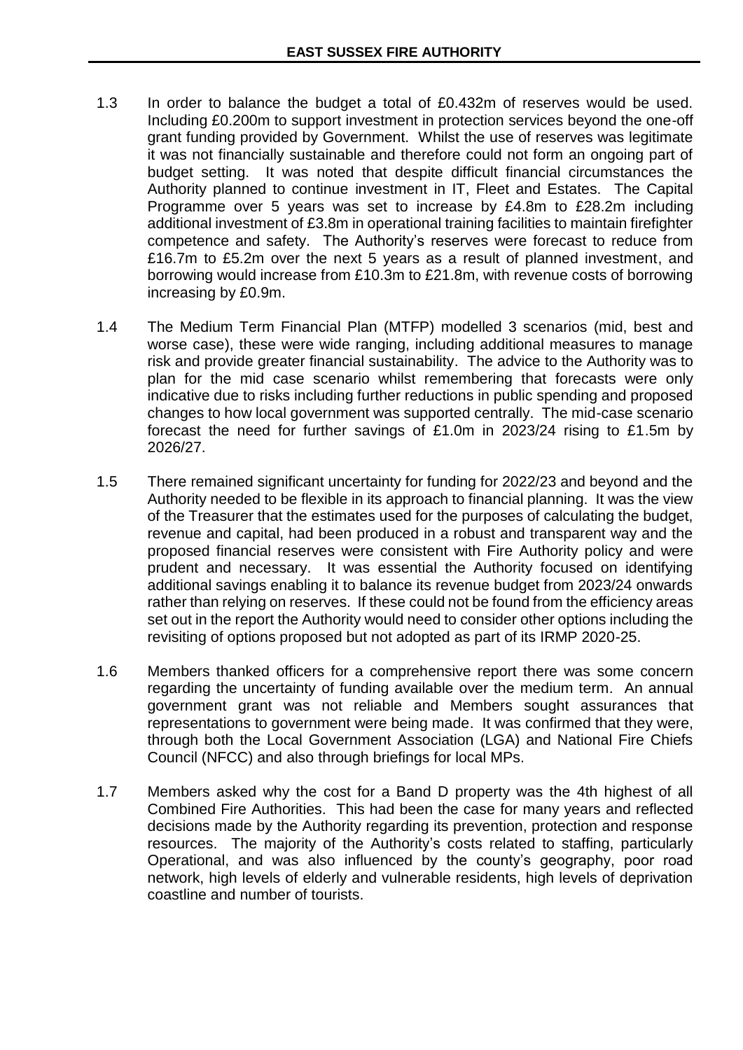1.3 In order to balance the budget a total of £0.432m of reserves would be used. Including £0.200m to support investment in protection services beyond the one-off grant funding provided by Government. Whilst the use of reserves was legitimate it was not financially sustainable and therefore could not form an ongoing part of budget setting. It was noted that despite difficult financial circumstances the Authority planned to continue investment in IT, Fleet and Estates. The Capital Programme over 5 years was set to increase by £4.8m to £28.2m including additional investment of £3.8m in operational training facilities to maintain firefighter competence and safety. The Authority's reserves were forecast to reduce from £16.7m to £5.2m over the next 5 years as a result of planned investment, and borrowing would increase from £10.3m to £21.8m, with revenue costs of borrowing increasing by £0.9m.

1.4 The Medium Term Financial Plan (MTFP) modelled 3 scenarios (mid, best and worse case), these were wide ranging, including additional measures to manage risk and provide greater financial sustainability. The advice to the Authority was to plan for the mid case scenario whilst remembering that forecasts were only indicative due to risks including further reductions in public spending and proposed changes to how local government was supported centrally. The mid-case scenario forecast the need for further savings of £1.0m in 2023/24 rising to £1.5m by 2026/27.

1.5 There remained significant uncertainty for funding for 2022/23 and beyond and the Authority needed to be flexible in its approach to financial planning. It was the view of the Treasurer that the estimates used for the purposes of calculating the budget, revenue and capital, had been produced in a robust and transparent way and the proposed financial reserves were consistent with Fire Authority policy and were prudent and necessary. It was essential the Authority focused on identifying additional savings enabling it to balance its revenue budget from 2023/24 onwards rather than relying on reserves. If these could not be found from the efficiency areas set out in the report the Authority would need to consider other options including the revisiting of options proposed but not adopted as part of its IRMP 2020-25.

1.6 Members thanked officers for a comprehensive report there was some concern regarding the uncertainty of funding available over the medium term. An annual government grant was not reliable and Members sought assurances that representations to government were being made. It was confirmed that they were, through both the Local Government Association (LGA) and National Fire Chiefs Council (NFCC) and also through briefings for local MPs.

1.7 Members asked why the cost for a Band D property was the 4th highest of all Combined Fire Authorities. This had been the case for many years and reflected decisions made by the Authority regarding its prevention, protection and response resources. The majority of the Authority's costs related to staffing, particularly Operational, and was also influenced by the county's geography, poor road network, high levels of elderly and vulnerable residents, high levels of deprivation coastline and number of tourists.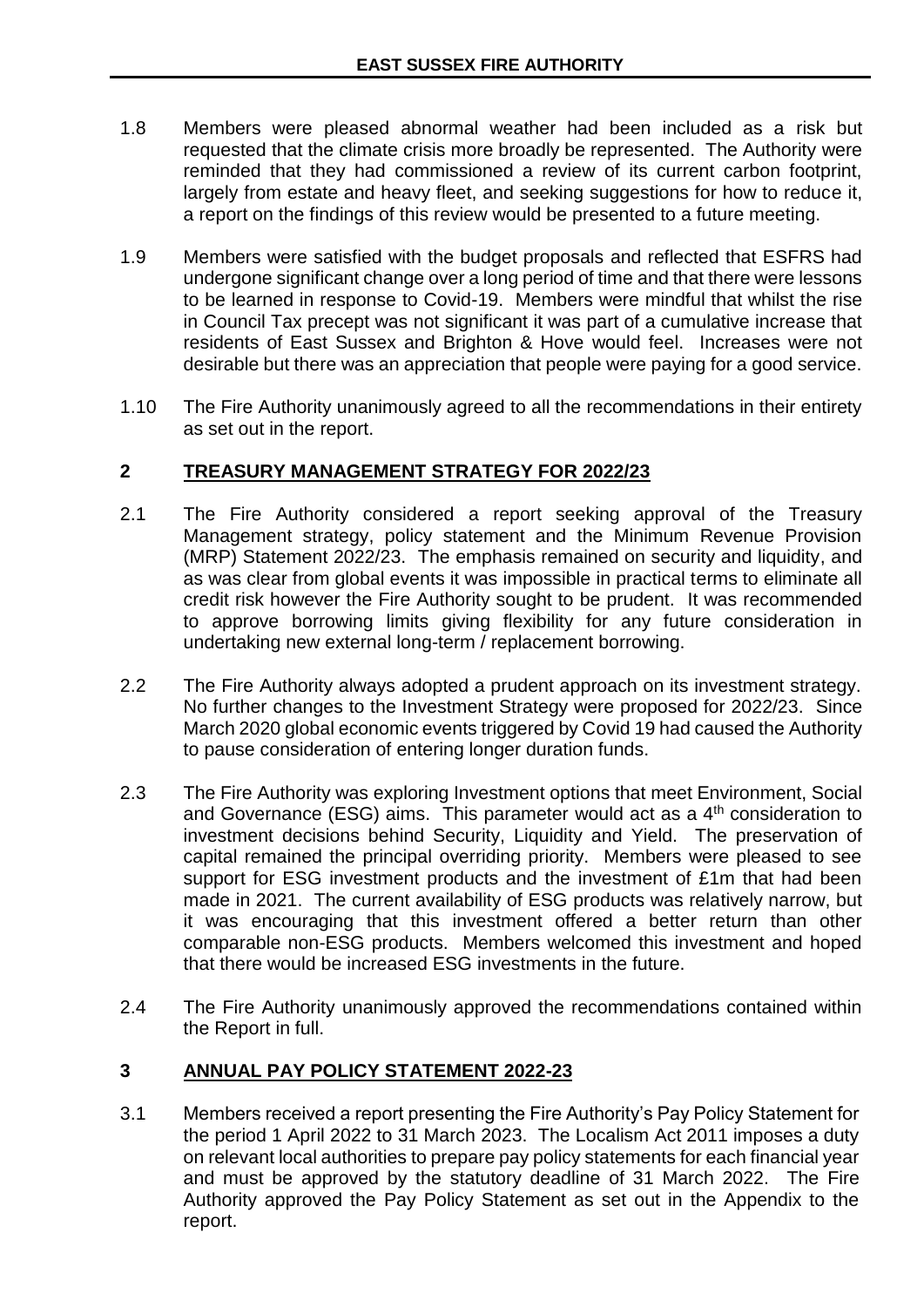1.8 Members were pleased abnormal weather had been included as a risk but requested that the climate crisis more broadly be represented. The Authority were reminded that they had commissioned a review of its current carbon footprint, largely from estate and heavy fleet, and seeking suggestions for how to reduce it, a report on the findings of this review would be presented to a future meeting.

1.9 Members were satisfied with the budget proposals and reflected that ESFRS had undergone significant change over a long period of time and that there were lessons to be learned in response to Covid-19. Members were mindful that whilst the rise in Council Tax precept was not significant it was part of a cumulative increase that residents of East Sussex and Brighton & Hove would feel. Increases were not desirable but there was an appreciation that people were paying for a good service.

1.10 The Fire Authority unanimously agreed to all the recommendations in their entirety as set out in the report.

## 2 TREASURY MANAGEMENT STRATEGY FOR 2022/23

2.1 The Fire Authority considered a report seeking approval of the Treasury Management strategy, policy statement and the Minimum Revenue Provision (MRP) Statement 2022/23. The emphasis remained on security and liquidity, and as was clear from global events it was impossible in practical terms to eliminate all credit risk however the Fire Authority sought to be prudent. It was recommended to approve borrowing limits giving flexibility for any future consideration in undertaking new external long-term / replacement borrowing.

2.2 The Fire Authority always adopted a prudent approach on its investment strategy. No further changes to the Investment Strategy were proposed for 2022/23. Since March 2020 global economic events triggered by Covid 19 had caused the Authority to pause consideration of entering longer duration funds.

2.3 The Fire Authority was exploring Investment options that meet Environment, Social and Governance (ESG) aims. This parameter would act as a 4th consideration to investment decisions behind Security, Liquidity and Yield. The preservation of capital remained the principal overriding priority. Members were pleased to see support for ESG investment products and the investment of £1m that had been made in 2021. The current availability of ESG products was relatively narrow, but it was encouraging that this investment offered a better return than other comparable non-ESG products. Members welcomed this investment and hoped that there would be increased ESG investments in the future.

2.4 The Fire Authority unanimously approved the recommendations contained within the Report in full.

## 3 ANNUAL PAY POLICY STATEMENT 2022-23

3.1 Members received a report presenting the Fire Authority's Pay Policy Statement for the period 1 April 2022 to 31 March 2023. The Localism Act 2011 imposes a duty on relevant local authorities to prepare pay policy statements for each financial year and must be approved by the statutory deadline of 31 March 2022. The Fire Authority approved the Pay Policy Statement as set out in the Appendix to the report.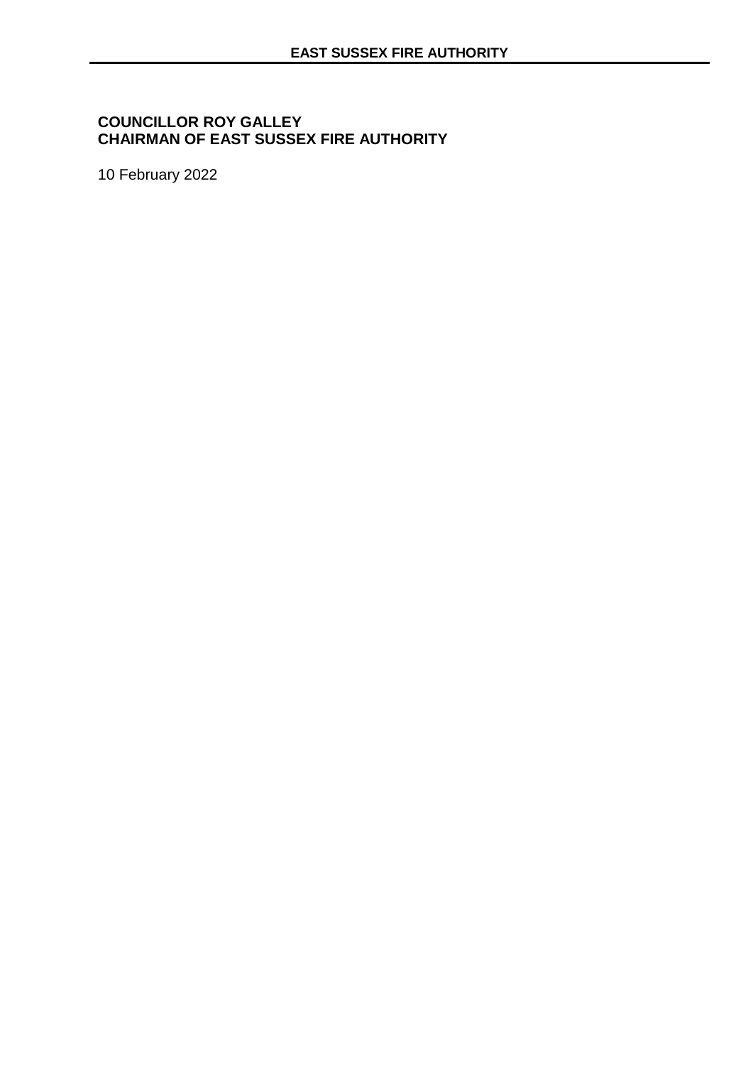**COUNCILLOR ROY GALLEY**
**CHAIRMAN OF EAST SUSSEX FIRE AUTHORITY**

10 February 2022